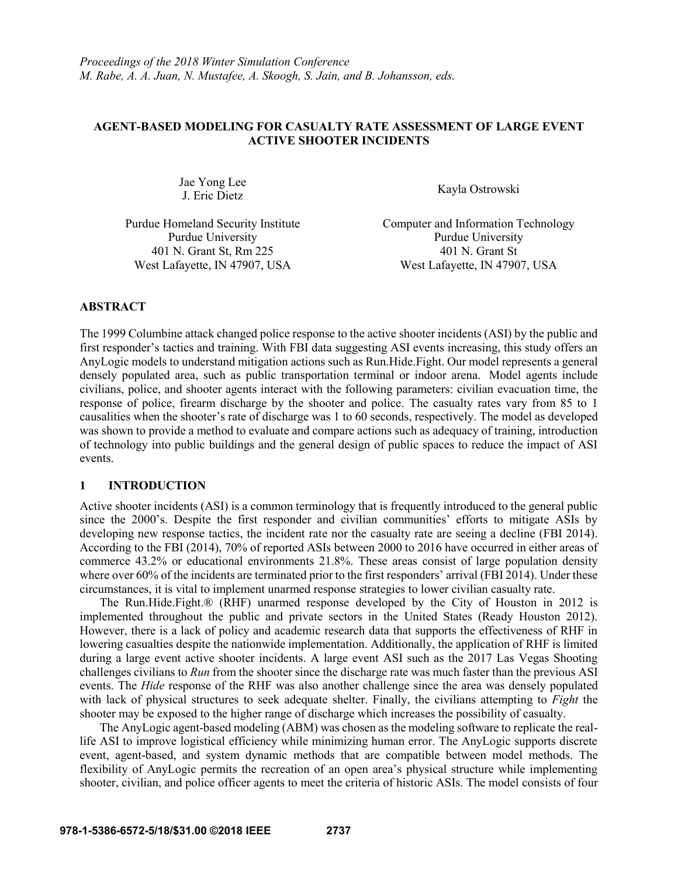*Proceedings of the 2018 Winter Simulation Conference*
*M. Rabe, A. A. Juan, N. Mustafee, A. Skoogh, S. Jain, and B. Johansson, eds.*

# AGENT-BASED MODELING FOR CASUALTY RATE ASSESSMENT OF LARGE EVENT ACTIVE SHOOTER INCIDENTS

Jae Yong Lee
J. Eric Dietz

Purdue Homeland Security Institute
Purdue University
401 N. Grant St, Rm 225
West Lafayette, IN 47907, USA

Kayla Ostrowski

Computer and Information Technology
Purdue University
401 N. Grant St
West Lafayette, IN 47907, USA

## ABSTRACT

The 1999 Columbine attack changed police response to the active shooter incidents (ASI) by the public and first responder's tactics and training. With FBI data suggesting ASI events increasing, this study offers an AnyLogic models to understand mitigation actions such as Run.Hide.Fight. Our model represents a general densely populated area, such as public transportation terminal or indoor arena. Model agents include civilians, police, and shooter agents interact with the following parameters: civilian evacuation time, the response of police, firearm discharge by the shooter and police. The casualty rates vary from 85 to 1 causalities when the shooter's rate of discharge was 1 to 60 seconds, respectively. The model as developed was shown to provide a method to evaluate and compare actions such as adequacy of training, introduction of technology into public buildings and the general design of public spaces to reduce the impact of ASI events.

## 1 INTRODUCTION

Active shooter incidents (ASI) is a common terminology that is frequently introduced to the general public since the 2000's. Despite the first responder and civilian communities' efforts to mitigate ASIs by developing new response tactics, the incident rate nor the casualty rate are seeing a decline (FBI 2014). According to the FBI (2014), 70% of reported ASIs between 2000 to 2016 have occurred in either areas of commerce 43.2% or educational environments 21.8%. These areas consist of large population density where over 60% of the incidents are terminated prior to the first responders' arrival (FBI 2014). Under these circumstances, it is vital to implement unarmed response strategies to lower civilian casualty rate.

The Run.Hide.Fight.® (RHF) unarmed response developed by the City of Houston in 2012 is implemented throughout the public and private sectors in the United States (Ready Houston 2012). However, there is a lack of policy and academic research data that supports the effectiveness of RHF in lowering casualties despite the nationwide implementation. Additionally, the application of RHF is limited during a large event active shooter incidents. A large event ASI such as the 2017 Las Vegas Shooting challenges civilians to *Run* from the shooter since the discharge rate was much faster than the previous ASI events. The *Hide* response of the RHF was also another challenge since the area was densely populated with lack of physical structures to seek adequate shelter. Finally, the civilians attempting to *Fight* the shooter may be exposed to the higher range of discharge which increases the possibility of casualty.

The AnyLogic agent-based modeling (ABM) was chosen as the modeling software to replicate the real-life ASI to improve logistical efficiency while minimizing human error. The AnyLogic supports discrete event, agent-based, and system dynamic methods that are compatible between model methods. The flexibility of AnyLogic permits the recreation of an open area's physical structure while implementing shooter, civilian, and police officer agents to meet the criteria of historic ASIs. The model consists of four

**978-1-5386-6572-5/18/$31.00 ©2018 IEEE**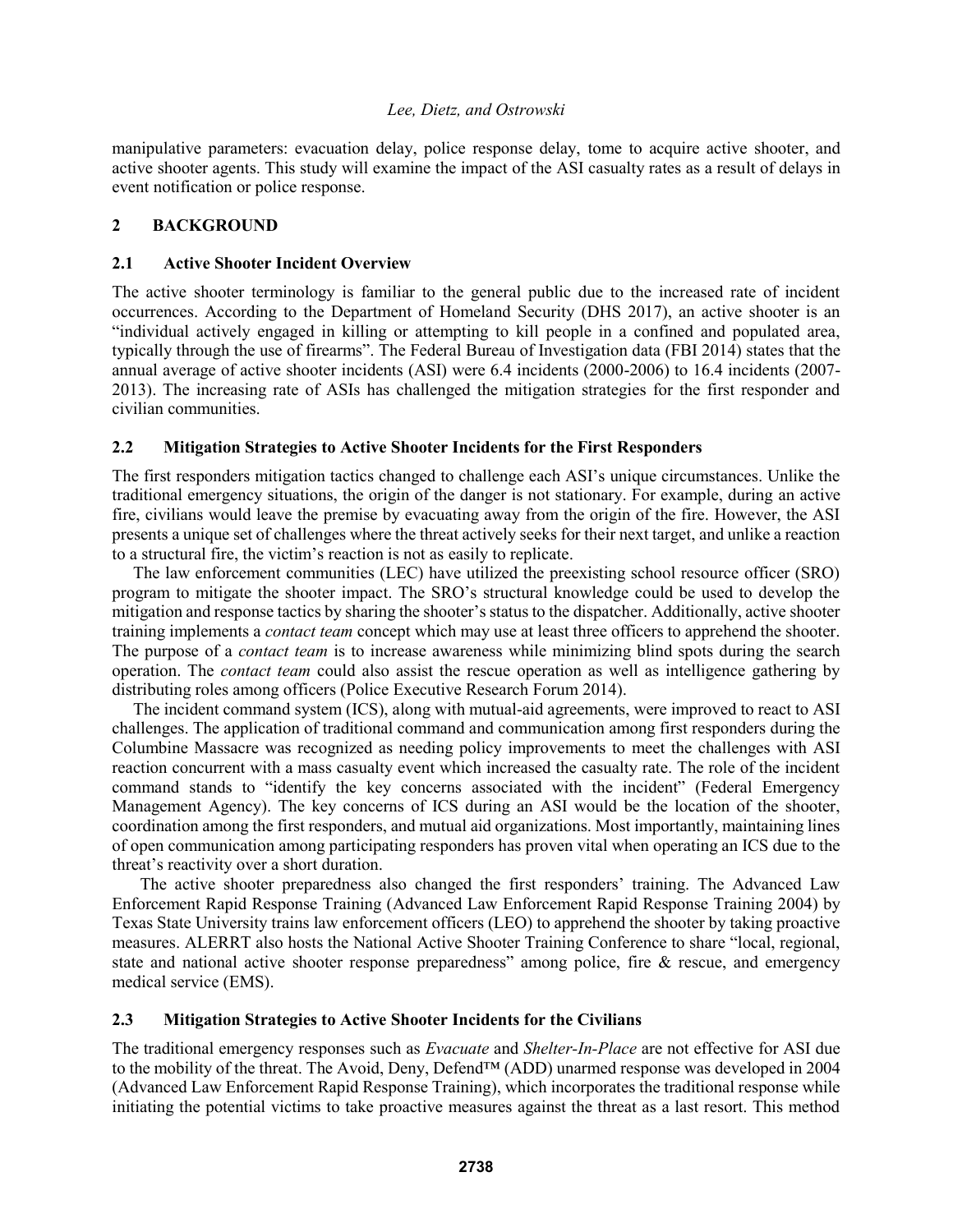manipulative parameters: evacuation delay, police response delay, tome to acquire active shooter, and active shooter agents. This study will examine the impact of the ASI casualty rates as a result of delays in event notification or police response.

## 2 BACKGROUND

### 2.1 Active Shooter Incident Overview

The active shooter terminology is familiar to the general public due to the increased rate of incident occurrences. According to the Department of Homeland Security (DHS 2017), an active shooter is an "individual actively engaged in killing or attempting to kill people in a confined and populated area, typically through the use of firearms". The Federal Bureau of Investigation data (FBI 2014) states that the annual average of active shooter incidents (ASI) were 6.4 incidents (2000-2006) to 16.4 incidents (2007-2013). The increasing rate of ASIs has challenged the mitigation strategies for the first responder and civilian communities.

### 2.2 Mitigation Strategies to Active Shooter Incidents for the First Responders

The first responders mitigation tactics changed to challenge each ASI's unique circumstances. Unlike the traditional emergency situations, the origin of the danger is not stationary. For example, during an active fire, civilians would leave the premise by evacuating away from the origin of the fire. However, the ASI presents a unique set of challenges where the threat actively seeks for their next target, and unlike a reaction to a structural fire, the victim's reaction is not as easily to replicate.

The law enforcement communities (LEC) have utilized the preexisting school resource officer (SRO) program to mitigate the shooter impact. The SRO's structural knowledge could be used to develop the mitigation and response tactics by sharing the shooter's status to the dispatcher. Additionally, active shooter training implements a *contact team* concept which may use at least three officers to apprehend the shooter. The purpose of a *contact team* is to increase awareness while minimizing blind spots during the search operation. The *contact team* could also assist the rescue operation as well as intelligence gathering by distributing roles among officers (Police Executive Research Forum 2014).

The incident command system (ICS), along with mutual-aid agreements, were improved to react to ASI challenges. The application of traditional command and communication among first responders during the Columbine Massacre was recognized as needing policy improvements to meet the challenges with ASI reaction concurrent with a mass casualty event which increased the casualty rate. The role of the incident command stands to "identify the key concerns associated with the incident" (Federal Emergency Management Agency). The key concerns of ICS during an ASI would be the location of the shooter, coordination among the first responders, and mutual aid organizations. Most importantly, maintaining lines of open communication among participating responders has proven vital when operating an ICS due to the threat's reactivity over a short duration.

The active shooter preparedness also changed the first responders' training. The Advanced Law Enforcement Rapid Response Training (Advanced Law Enforcement Rapid Response Training 2004) by Texas State University trains law enforcement officers (LEO) to apprehend the shooter by taking proactive measures. ALERRT also hosts the National Active Shooter Training Conference to share "local, regional, state and national active shooter response preparedness" among police, fire & rescue, and emergency medical service (EMS).

### 2.3 Mitigation Strategies to Active Shooter Incidents for the Civilians

The traditional emergency responses such as *Evacuate* and *Shelter-In-Place* are not effective for ASI due to the mobility of the threat. The Avoid, Deny, Defend™ (ADD) unarmed response was developed in 2004 (Advanced Law Enforcement Rapid Response Training), which incorporates the traditional response while initiating the potential victims to take proactive measures against the threat as a last resort. This method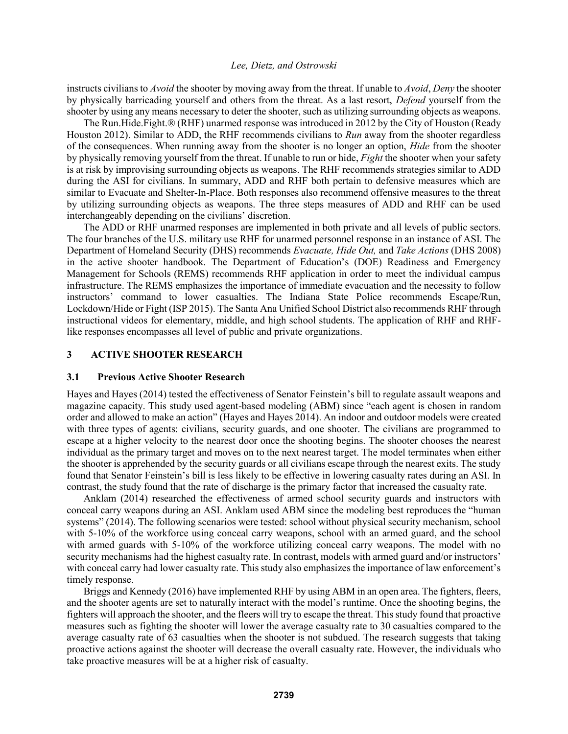instructs civilians to *Avoid* the shooter by moving away from the threat. If unable to *Avoid*, *Deny* the shooter by physically barricading yourself and others from the threat. As a last resort, *Defend* yourself from the shooter by using any means necessary to deter the shooter, such as utilizing surrounding objects as weapons.

The Run.Hide.Fight.® (RHF) unarmed response was introduced in 2012 by the City of Houston (Ready Houston 2012). Similar to ADD, the RHF recommends civilians to *Run* away from the shooter regardless of the consequences. When running away from the shooter is no longer an option, *Hide* from the shooter by physically removing yourself from the threat. If unable to run or hide, *Fight* the shooter when your safety is at risk by improvising surrounding objects as weapons. The RHF recommends strategies similar to ADD during the ASI for civilians. In summary, ADD and RHF both pertain to defensive measures which are similar to Evacuate and Shelter-In-Place. Both responses also recommend offensive measures to the threat by utilizing surrounding objects as weapons. The three steps measures of ADD and RHF can be used interchangeably depending on the civilians' discretion.

The ADD or RHF unarmed responses are implemented in both private and all levels of public sectors. The four branches of the U.S. military use RHF for unarmed personnel response in an instance of ASI. The Department of Homeland Security (DHS) recommends *Evacuate, Hide Out,* and *Take Actions* (DHS 2008) in the active shooter handbook. The Department of Education's (DOE) Readiness and Emergency Management for Schools (REMS) recommends RHF application in order to meet the individual campus infrastructure. The REMS emphasizes the importance of immediate evacuation and the necessity to follow instructors' command to lower casualties. The Indiana State Police recommends Escape/Run, Lockdown/Hide or Fight (ISP 2015). The Santa Ana Unified School District also recommends RHF through instructional videos for elementary, middle, and high school students. The application of RHF and RHF-like responses encompasses all level of public and private organizations.

## 3 ACTIVE SHOOTER RESEARCH

### 3.1 Previous Active Shooter Research

Hayes and Hayes (2014) tested the effectiveness of Senator Feinstein's bill to regulate assault weapons and magazine capacity. This study used agent-based modeling (ABM) since "each agent is chosen in random order and allowed to make an action" (Hayes and Hayes 2014). An indoor and outdoor models were created with three types of agents: civilians, security guards, and one shooter. The civilians are programmed to escape at a higher velocity to the nearest door once the shooting begins. The shooter chooses the nearest individual as the primary target and moves on to the next nearest target. The model terminates when either the shooter is apprehended by the security guards or all civilians escape through the nearest exits. The study found that Senator Feinstein's bill is less likely to be effective in lowering casualty rates during an ASI. In contrast, the study found that the rate of discharge is the primary factor that increased the casualty rate.

Anklam (2014) researched the effectiveness of armed school security guards and instructors with conceal carry weapons during an ASI. Anklam used ABM since the modeling best reproduces the "human systems" (2014). The following scenarios were tested: school without physical security mechanism, school with 5-10% of the workforce using conceal carry weapons, school with an armed guard, and the school with armed guards with 5-10% of the workforce utilizing conceal carry weapons. The model with no security mechanisms had the highest casualty rate. In contrast, models with armed guard and/or instructors' with conceal carry had lower casualty rate. This study also emphasizes the importance of law enforcement's timely response.

Briggs and Kennedy (2016) have implemented RHF by using ABM in an open area. The fighters, fleers, and the shooter agents are set to naturally interact with the model's runtime. Once the shooting begins, the fighters will approach the shooter, and the fleers will try to escape the threat. This study found that proactive measures such as fighting the shooter will lower the average casualty rate to 30 casualties compared to the average casualty rate of 63 casualties when the shooter is not subdued. The research suggests that taking proactive actions against the shooter will decrease the overall casualty rate. However, the individuals who take proactive measures will be at a higher risk of casualty.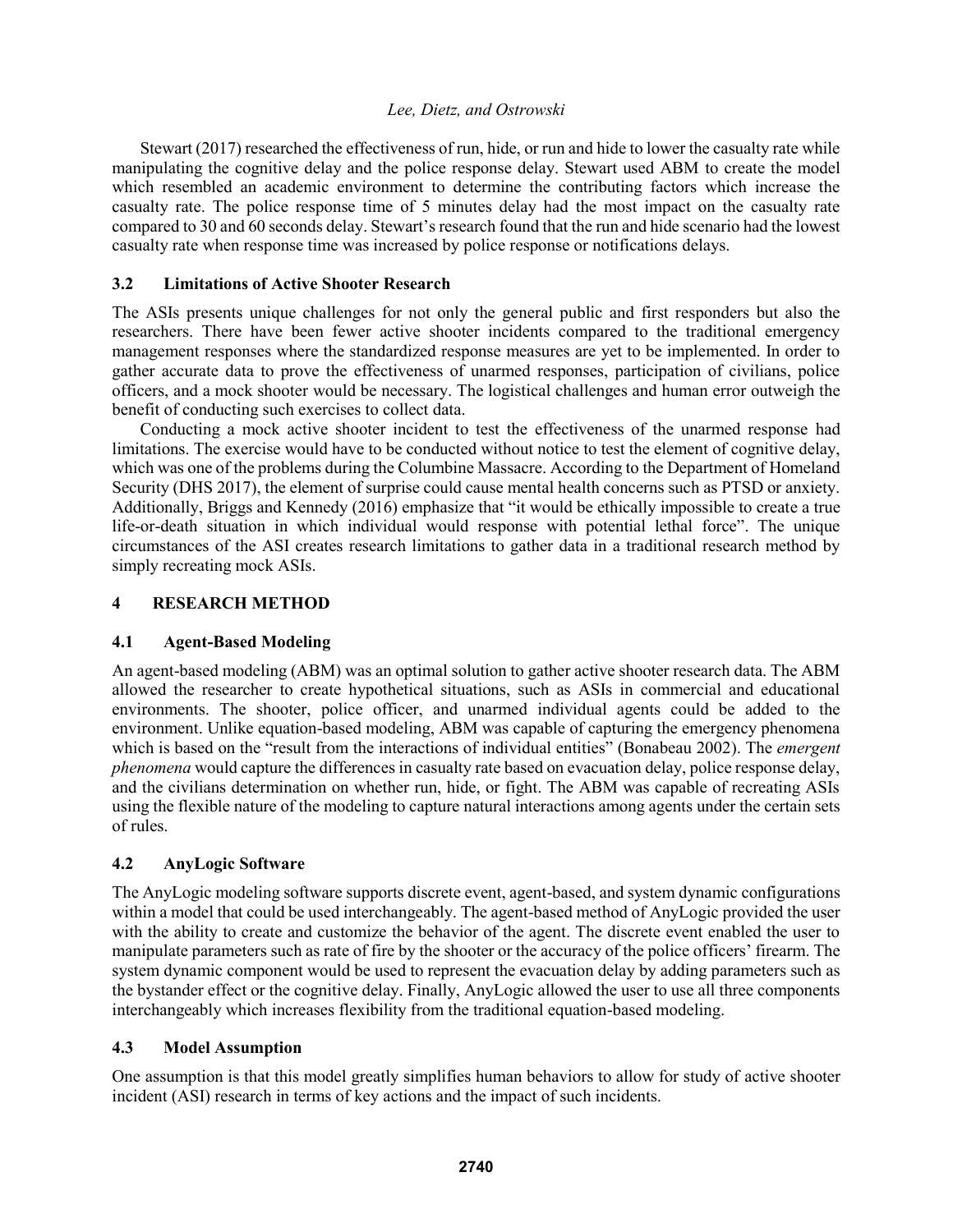Stewart (2017) researched the effectiveness of run, hide, or run and hide to lower the casualty rate while manipulating the cognitive delay and the police response delay. Stewart used ABM to create the model which resembled an academic environment to determine the contributing factors which increase the casualty rate. The police response time of 5 minutes delay had the most impact on the casualty rate compared to 30 and 60 seconds delay. Stewart's research found that the run and hide scenario had the lowest casualty rate when response time was increased by police response or notifications delays.

### 3.2 Limitations of Active Shooter Research

The ASIs presents unique challenges for not only the general public and first responders but also the researchers. There have been fewer active shooter incidents compared to the traditional emergency management responses where the standardized response measures are yet to be implemented. In order to gather accurate data to prove the effectiveness of unarmed responses, participation of civilians, police officers, and a mock shooter would be necessary. The logistical challenges and human error outweigh the benefit of conducting such exercises to collect data.

Conducting a mock active shooter incident to test the effectiveness of the unarmed response had limitations. The exercise would have to be conducted without notice to test the element of cognitive delay, which was one of the problems during the Columbine Massacre. According to the Department of Homeland Security (DHS 2017), the element of surprise could cause mental health concerns such as PTSD or anxiety. Additionally, Briggs and Kennedy (2016) emphasize that "it would be ethically impossible to create a true life-or-death situation in which individual would response with potential lethal force". The unique circumstances of the ASI creates research limitations to gather data in a traditional research method by simply recreating mock ASIs.

## 4 RESEARCH METHOD

### 4.1 Agent-Based Modeling

An agent-based modeling (ABM) was an optimal solution to gather active shooter research data. The ABM allowed the researcher to create hypothetical situations, such as ASIs in commercial and educational environments. The shooter, police officer, and unarmed individual agents could be added to the environment. Unlike equation-based modeling, ABM was capable of capturing the emergency phenomena which is based on the "result from the interactions of individual entities" (Bonabeau 2002). The *emergent phenomena* would capture the differences in casualty rate based on evacuation delay, police response delay, and the civilians determination on whether run, hide, or fight. The ABM was capable of recreating ASIs using the flexible nature of the modeling to capture natural interactions among agents under the certain sets of rules.

### 4.2 AnyLogic Software

The AnyLogic modeling software supports discrete event, agent-based, and system dynamic configurations within a model that could be used interchangeably. The agent-based method of AnyLogic provided the user with the ability to create and customize the behavior of the agent. The discrete event enabled the user to manipulate parameters such as rate of fire by the shooter or the accuracy of the police officers' firearm. The system dynamic component would be used to represent the evacuation delay by adding parameters such as the bystander effect or the cognitive delay. Finally, AnyLogic allowed the user to use all three components interchangeably which increases flexibility from the traditional equation-based modeling.

### 4.3 Model Assumption

One assumption is that this model greatly simplifies human behaviors to allow for study of active shooter incident (ASI) research in terms of key actions and the impact of such incidents.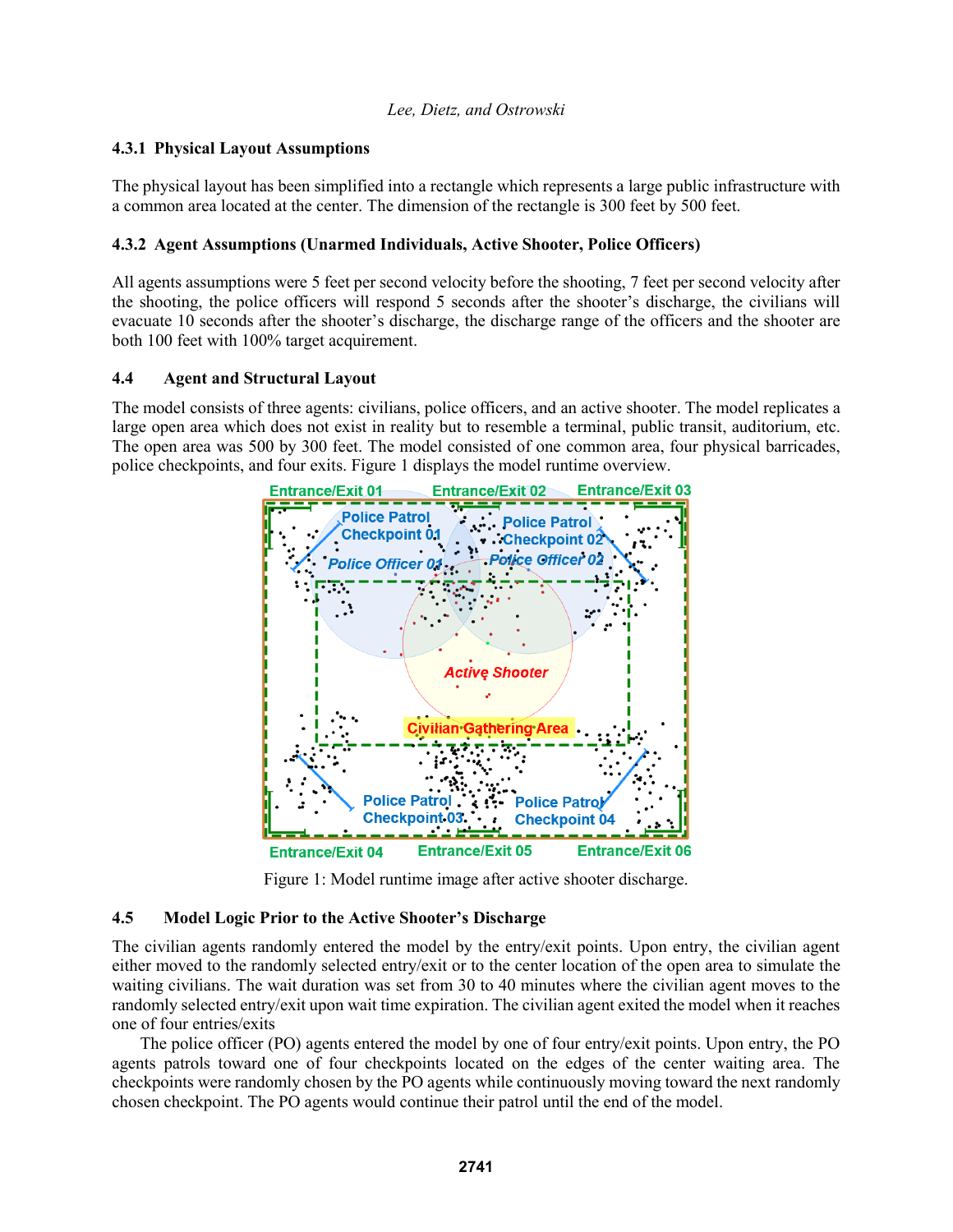### 4.3.1 Physical Layout Assumptions

The physical layout has been simplified into a rectangle which represents a large public infrastructure with a common area located at the center. The dimension of the rectangle is 300 feet by 500 feet.

### 4.3.2 Agent Assumptions (Unarmed Individuals, Active Shooter, Police Officers)

All agents assumptions were 5 feet per second velocity before the shooting, 7 feet per second velocity after the shooting, the police officers will respond 5 seconds after the shooter's discharge, the civilians will evacuate 10 seconds after the shooter's discharge, the discharge range of the officers and the shooter are both 100 feet with 100% target acquirement.

## 4.4 Agent and Structural Layout

The model consists of three agents: civilians, police officers, and an active shooter. The model replicates a large open area which does not exist in reality but to resemble a terminal, public transit, auditorium, etc. The open area was 500 by 300 feet. The model consisted of one common area, four physical barricades, police checkpoints, and four exits. Figure 1 displays the model runtime overview.

Figure 1: Model runtime image after active shooter discharge.

## 4.5 Model Logic Prior to the Active Shooter's Discharge

The civilian agents randomly entered the model by the entry/exit points. Upon entry, the civilian agent either moved to the randomly selected entry/exit or to the center location of the open area to simulate the waiting civilians. The wait duration was set from 30 to 40 minutes where the civilian agent moves to the randomly selected entry/exit upon wait time expiration. The civilian agent exited the model when it reaches one of four entries/exits

The police officer (PO) agents entered the model by one of four entry/exit points. Upon entry, the PO agents patrols toward one of four checkpoints located on the edges of the center waiting area. The checkpoints were randomly chosen by the PO agents while continuously moving toward the next randomly chosen checkpoint. The PO agents would continue their patrol until the end of the model.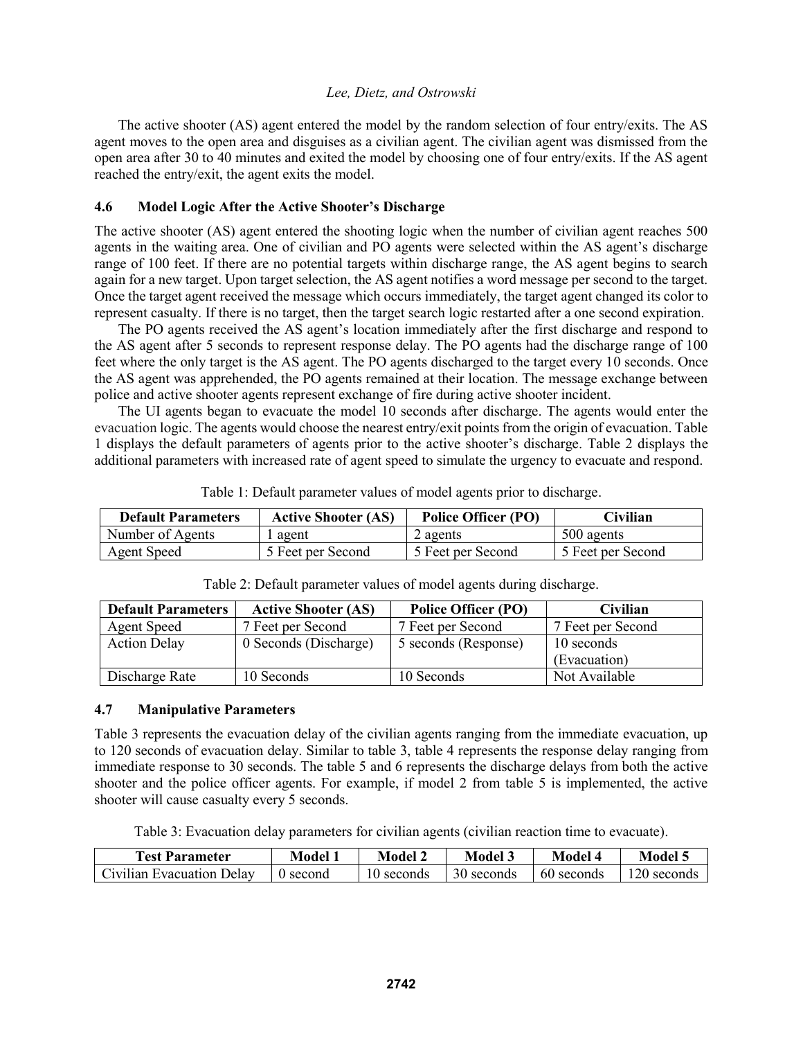The active shooter (AS) agent entered the model by the random selection of four entry/exits. The AS agent moves to the open area and disguises as a civilian agent. The civilian agent was dismissed from the open area after 30 to 40 minutes and exited the model by choosing one of four entry/exits. If the AS agent reached the entry/exit, the agent exits the model.

### 4.6 Model Logic After the Active Shooter's Discharge

The active shooter (AS) agent entered the shooting logic when the number of civilian agent reaches 500 agents in the waiting area. One of civilian and PO agents were selected within the AS agent's discharge range of 100 feet. If there are no potential targets within discharge range, the AS agent begins to search again for a new target. Upon target selection, the AS agent notifies a word message per second to the target. Once the target agent received the message which occurs immediately, the target agent changed its color to represent casualty. If there is no target, then the target search logic restarted after a one second expiration.

The PO agents received the AS agent's location immediately after the first discharge and respond to the AS agent after 5 seconds to represent response delay. The PO agents had the discharge range of 100 feet where the only target is the AS agent. The PO agents discharged to the target every 10 seconds. Once the AS agent was apprehended, the PO agents remained at their location. The message exchange between police and active shooter agents represent exchange of fire during active shooter incident.

The UI agents began to evacuate the model 10 seconds after discharge. The agents would enter the evacuation logic. The agents would choose the nearest entry/exit points from the origin of evacuation. Table 1 displays the default parameters of agents prior to the active shooter's discharge. Table 2 displays the additional parameters with increased rate of agent speed to simulate the urgency to evacuate and respond.

Table 1: Default parameter values of model agents prior to discharge.

| Default Parameters | Active Shooter (AS) | Police Officer (PO) | Civilian |
| --- | --- | --- | --- |
| Number of Agents | 1 agent | 2 agents | 500 agents |
| Agent Speed | 5 Feet per Second | 5 Feet per Second | 5 Feet per Second |

Table 2: Default parameter values of model agents during discharge.

| Default Parameters | Active Shooter (AS) | Police Officer (PO) | Civilian |
| --- | --- | --- | --- |
| Agent Speed | 7 Feet per Second | 7 Feet per Second | 7 Feet per Second |
| Action Delay | 0 Seconds (Discharge) | 5 seconds (Response) | 10 seconds (Evacuation) |
| Discharge Rate | 10 Seconds | 10 Seconds | Not Available |

### 4.7 Manipulative Parameters

Table 3 represents the evacuation delay of the civilian agents ranging from the immediate evacuation, up to 120 seconds of evacuation delay. Similar to table 3, table 4 represents the response delay ranging from immediate response to 30 seconds. The table 5 and 6 represents the discharge delays from both the active shooter and the police officer agents. For example, if model 2 from table 5 is implemented, the active shooter will cause casualty every 5 seconds.

Table 3: Evacuation delay parameters for civilian agents (civilian reaction time to evacuate).

| Test Parameter | Model 1 | Model 2 | Model 3 | Model 4 | Model 5 |
| --- | --- | --- | --- | --- | --- |
| Civilian Evacuation Delay | 0 second | 10 seconds | 30 seconds | 60 seconds | 120 seconds |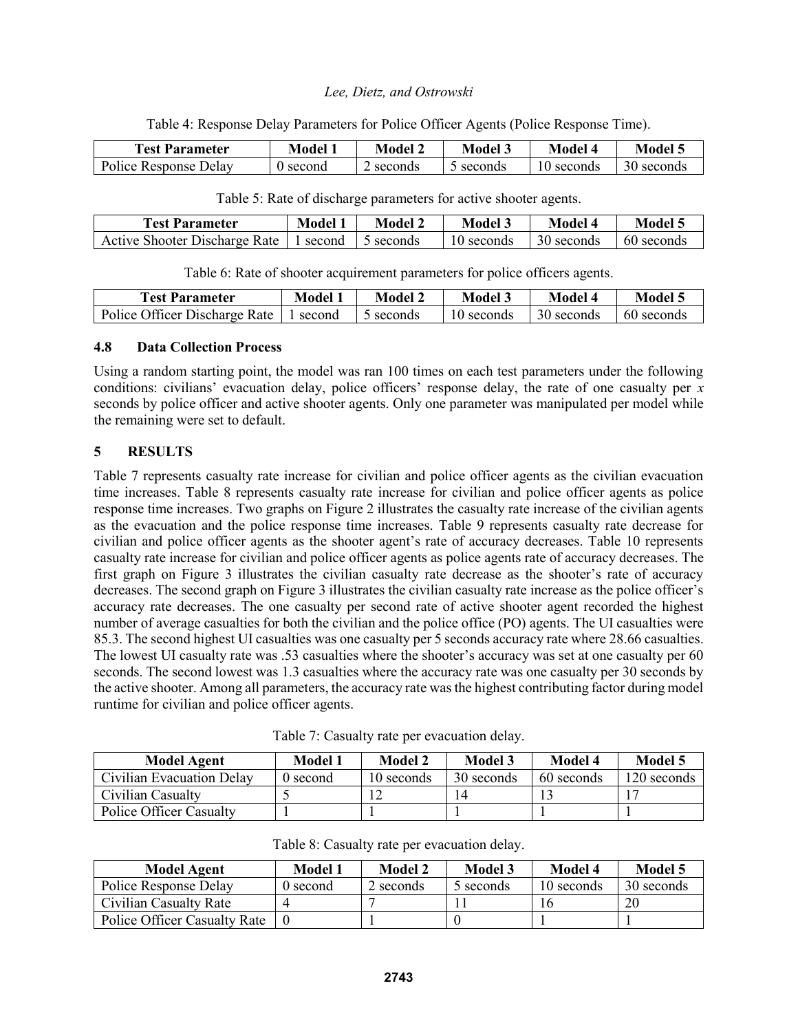Table 4: Response Delay Parameters for Police Officer Agents (Police Response Time).

| Test Parameter | Model 1 | Model 2 | Model 3 | Model 4 | Model 5 |
|---|---|---|---|---|---|
| Police Response Delay | 0 second | 2 seconds | 5 seconds | 10 seconds | 30 seconds |

Table 5: Rate of discharge parameters for active shooter agents.

| Test Parameter | Model 1 | Model 2 | Model 3 | Model 4 | Model 5 |
|---|---|---|---|---|---|
| Active Shooter Discharge Rate | 1 second | 5 seconds | 10 seconds | 30 seconds | 60 seconds |

Table 6: Rate of shooter acquirement parameters for police officers agents.

| Test Parameter | Model 1 | Model 2 | Model 3 | Model 4 | Model 5 |
|---|---|---|---|---|---|
| Police Officer Discharge Rate | 1 second | 5 seconds | 10 seconds | 30 seconds | 60 seconds |

### 4.8 Data Collection Process

Using a random starting point, the model was ran 100 times on each test parameters under the following conditions: civilians' evacuation delay, police officers' response delay, the rate of one casualty per *x* seconds by police officer and active shooter agents. Only one parameter was manipulated per model while the remaining were set to default.

## 5 RESULTS

Table 7 represents casualty rate increase for civilian and police officer agents as the civilian evacuation time increases. Table 8 represents casualty rate increase for civilian and police officer agents as police response time increases. Two graphs on Figure 2 illustrates the casualty rate increase of the civilian agents as the evacuation and the police response time increases. Table 9 represents casualty rate decrease for civilian and police officer agents as the shooter agent's rate of accuracy decreases. Table 10 represents casualty rate increase for civilian and police officer agents as police agents rate of accuracy decreases. The first graph on Figure 3 illustrates the civilian casualty rate decrease as the shooter's rate of accuracy decreases. The second graph on Figure 3 illustrates the civilian casualty rate increase as the police officer's accuracy rate decreases. The one casualty per second rate of active shooter agent recorded the highest number of average casualties for both the civilian and the police office (PO) agents. The UI casualties were 85.3. The second highest UI casualties was one casualty per 5 seconds accuracy rate where 28.66 casualties. The lowest UI casualty rate was .53 casualties where the shooter's accuracy was set at one casualty per 60 seconds. The second lowest was 1.3 casualties where the accuracy rate was one casualty per 30 seconds by the active shooter. Among all parameters, the accuracy rate was the highest contributing factor during model runtime for civilian and police officer agents.

Table 7: Casualty rate per evacuation delay.

| Model Agent | Model 1 | Model 2 | Model 3 | Model 4 | Model 5 |
|---|---|---|---|---|---|
| Civilian Evacuation Delay | 0 second | 10 seconds | 30 seconds | 60 seconds | 120 seconds |
| Civilian Casualty | 5 | 12 | 14 | 13 | 17 |
| Police Officer Casualty | 1 | 1 | 1 | 1 | 1 |

Table 8: Casualty rate per evacuation delay.

| Model Agent | Model 1 | Model 2 | Model 3 | Model 4 | Model 5 |
|---|---|---|---|---|---|
| Police Response Delay | 0 second | 2 seconds | 5 seconds | 10 seconds | 30 seconds |
| Civilian Casualty Rate | 4 | 7 | 11 | 16 | 20 |
| Police Officer Casualty Rate | 0 | 1 | 0 | 1 | 1 |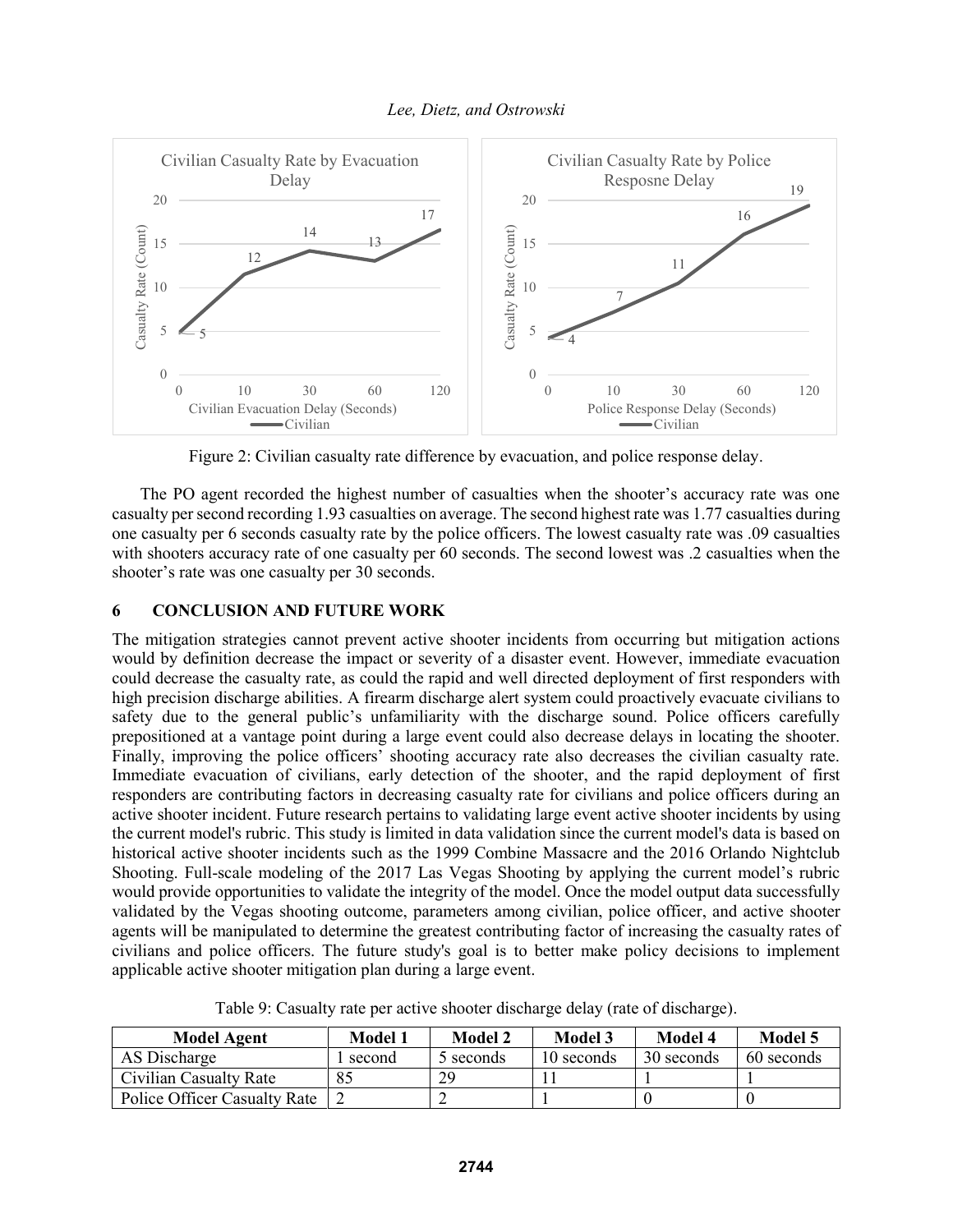Figure 2: Civilian casualty rate difference by evacuation, and police response delay.

The PO agent recorded the highest number of casualties when the shooter's accuracy rate was one casualty per second recording 1.93 casualties on average. The second highest rate was 1.77 casualties during one casualty per 6 seconds casualty rate by the police officers. The lowest casualty rate was .09 casualties with shooters accuracy rate of one casualty per 60 seconds. The second lowest was .2 casualties when the shooter's rate was one casualty per 30 seconds.

## 6 CONCLUSION AND FUTURE WORK

The mitigation strategies cannot prevent active shooter incidents from occurring but mitigation actions would by definition decrease the impact or severity of a disaster event. However, immediate evacuation could decrease the casualty rate, as could the rapid and well directed deployment of first responders with high precision discharge abilities. A firearm discharge alert system could proactively evacuate civilians to safety due to the general public's unfamiliarity with the discharge sound. Police officers carefully prepositioned at a vantage point during a large event could also decrease delays in locating the shooter. Finally, improving the police officers' shooting accuracy rate also decreases the civilian casualty rate. Immediate evacuation of civilians, early detection of the shooter, and the rapid deployment of first responders are contributing factors in decreasing casualty rate for civilians and police officers during an active shooter incident. Future research pertains to validating large event active shooter incidents by using the current model's rubric. This study is limited in data validation since the current model's data is based on historical active shooter incidents such as the 1999 Combine Massacre and the 2016 Orlando Nightclub Shooting. Full-scale modeling of the 2017 Las Vegas Shooting by applying the current model's rubric would provide opportunities to validate the integrity of the model. Once the model output data successfully validated by the Vegas shooting outcome, parameters among civilian, police officer, and active shooter agents will be manipulated to determine the greatest contributing factor of increasing the casualty rates of civilians and police officers. The future study's goal is to better make policy decisions to implement applicable active shooter mitigation plan during a large event.

Table 9: Casualty rate per active shooter discharge delay (rate of discharge).

| Model Agent | Model 1 | Model 2 | Model 3 | Model 4 | Model 5 |
|---|---|---|---|---|---|
| AS Discharge | 1 second | 5 seconds | 10 seconds | 30 seconds | 60 seconds |
| Civilian Casualty Rate | 85 | 29 | 11 | 1 | 1 |
| Police Officer Casualty Rate | 2 | 2 | 1 | 0 | 0 |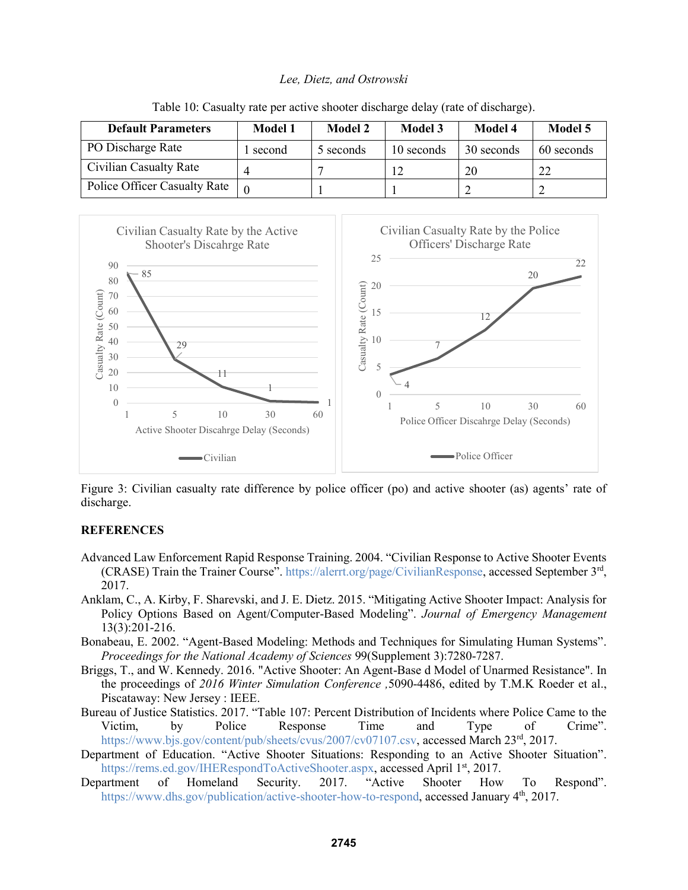Table 10: Casualty rate per active shooter discharge delay (rate of discharge).

| Default Parameters | Model 1 | Model 2 | Model 3 | Model 4 | Model 5 |
|---|---|---|---|---|---|
| PO Discharge Rate | 1 second | 5 seconds | 10 seconds | 30 seconds | 60 seconds |
| Civilian Casualty Rate | 4 | 7 | 12 | 20 | 22 |
| Police Officer Casualty Rate | 0 | 1 | 1 | 2 | 2 |

Figure 3: Civilian casualty rate difference by police officer (po) and active shooter (as) agents' rate of discharge.

## REFERENCES

Advanced Law Enforcement Rapid Response Training. 2004. "Civilian Response to Active Shooter Events (CRASE) Train the Trainer Course". https://alerrt.org/page/CivilianResponse, accessed September 3rd, 2017.

Anklam, C., A. Kirby, F. Sharevski, and J. E. Dietz. 2015. "Mitigating Active Shooter Impact: Analysis for Policy Options Based on Agent/Computer-Based Modeling". *Journal of Emergency Management* 13(3):201-216.

Bonabeau, E. 2002. "Agent-Based Modeling: Methods and Techniques for Simulating Human Systems". *Proceedings for the National Academy of Sciences* 99(Supplement 3):7280-7287.

Briggs, T., and W. Kennedy. 2016. "Active Shooter: An Agent-Base d Model of Unarmed Resistance". In the proceedings of *2016 Winter Simulation Conference* ,5090-4486, edited by T.M.K Roeder et al., Piscataway: New Jersey : IEEE.

Bureau of Justice Statistics. 2017. "Table 107: Percent Distribution of Incidents where Police Came to the Victim, by Police Response Time and Type of Crime". https://www.bjs.gov/content/pub/sheets/cvus/2007/cv07107.csv, accessed March 23rd, 2017.

Department of Education. "Active Shooter Situations: Responding to an Active Shooter Situation". https://rems.ed.gov/IHERespondToActiveShooter.aspx, accessed April 1st, 2017.

Department of Homeland Security. 2017. "Active Shooter How To Respond". https://www.dhs.gov/publication/active-shooter-how-to-respond, accessed January 4th, 2017.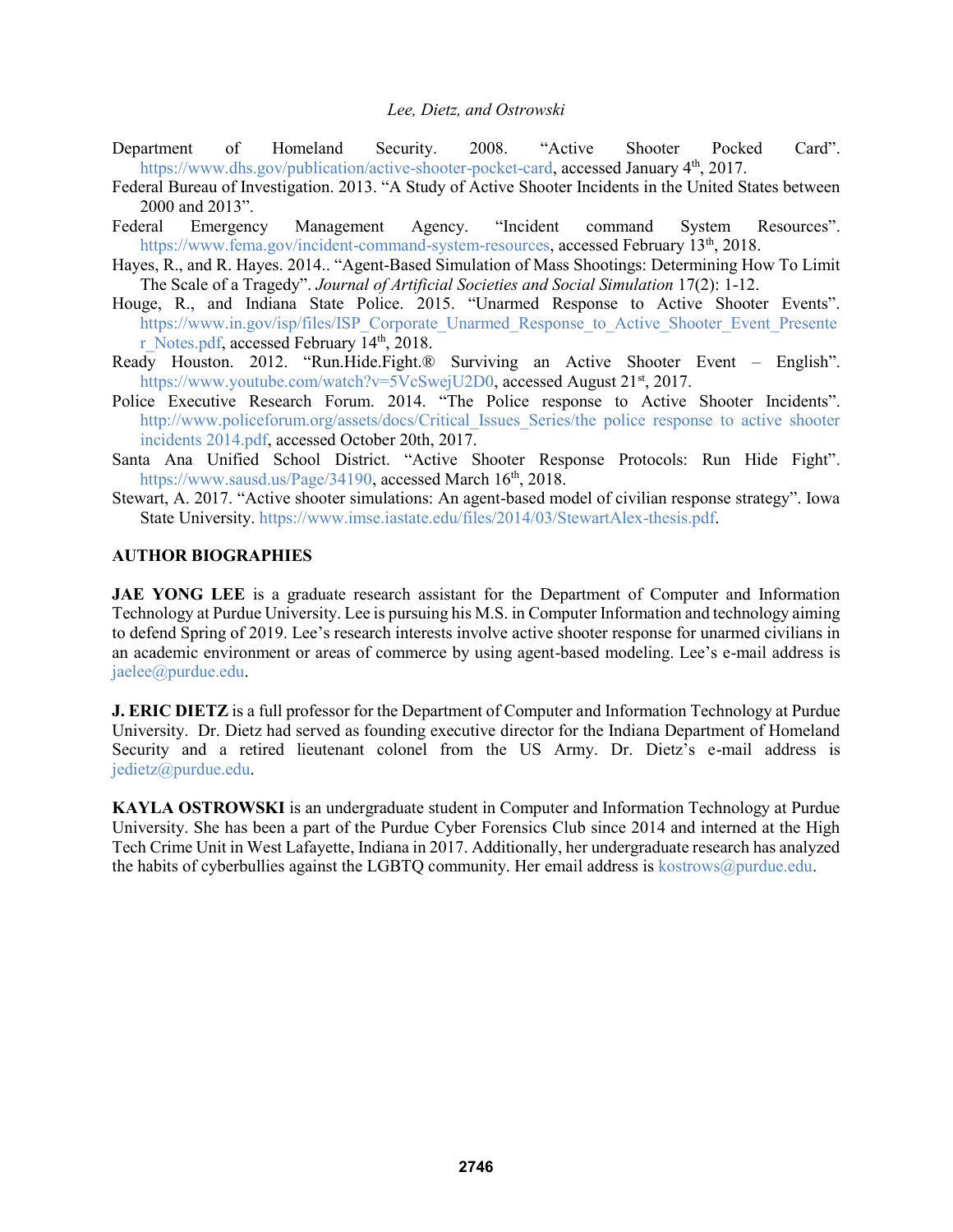Department of Homeland Security. 2008. "Active Shooter Pocked Card". https://www.dhs.gov/publication/active-shooter-pocket-card, accessed January 4th, 2017.

Federal Bureau of Investigation. 2013. "A Study of Active Shooter Incidents in the United States between 2000 and 2013".

Federal Emergency Management Agency. "Incident command System Resources". https://www.fema.gov/incident-command-system-resources, accessed February 13th, 2018.

Hayes, R., and R. Hayes. 2014.. "Agent-Based Simulation of Mass Shootings: Determining How To Limit The Scale of a Tragedy". *Journal of Artificial Societies and Social Simulation* 17(2): 1-12.

Houge, R., and Indiana State Police. 2015. "Unarmed Response to Active Shooter Events". https://www.in.gov/isp/files/ISP_Corporate_Unarmed_Response_to_Active_Shooter_Event_Presenter_Notes.pdf, accessed February 14th, 2018.

Ready Houston. 2012. "Run.Hide.Fight.® Surviving an Active Shooter Event – English". https://www.youtube.com/watch?v=5VcSwejU2D0, accessed August 21st, 2017.

Police Executive Research Forum. 2014. "The Police response to Active Shooter Incidents". http://www.policeforum.org/assets/docs/Critical_Issues_Series/the police response to active shooter incidents 2014.pdf, accessed October 20th, 2017.

Santa Ana Unified School District. "Active Shooter Response Protocols: Run Hide Fight". https://www.sausd.us/Page/34190, accessed March 16th, 2018.

Stewart, A. 2017. "Active shooter simulations: An agent-based model of civilian response strategy". Iowa State University. https://www.imse.iastate.edu/files/2014/03/StewartAlex-thesis.pdf.

## AUTHOR BIOGRAPHIES

**JAE YONG LEE** is a graduate research assistant for the Department of Computer and Information Technology at Purdue University. Lee is pursuing his M.S. in Computer Information and technology aiming to defend Spring of 2019. Lee's research interests involve active shooter response for unarmed civilians in an academic environment or areas of commerce by using agent-based modeling. Lee's e-mail address is jaelee@purdue.edu.

**J. ERIC DIETZ** is a full professor for the Department of Computer and Information Technology at Purdue University. Dr. Dietz had served as founding executive director for the Indiana Department of Homeland Security and a retired lieutenant colonel from the US Army. Dr. Dietz's e-mail address is jedietz@purdue.edu.

**KAYLA OSTROWSKI** is an undergraduate student in Computer and Information Technology at Purdue University. She has been a part of the Purdue Cyber Forensics Club since 2014 and interned at the High Tech Crime Unit in West Lafayette, Indiana in 2017. Additionally, her undergraduate research has analyzed the habits of cyberbullies against the LGBTQ community. Her email address is kostrows@purdue.edu.